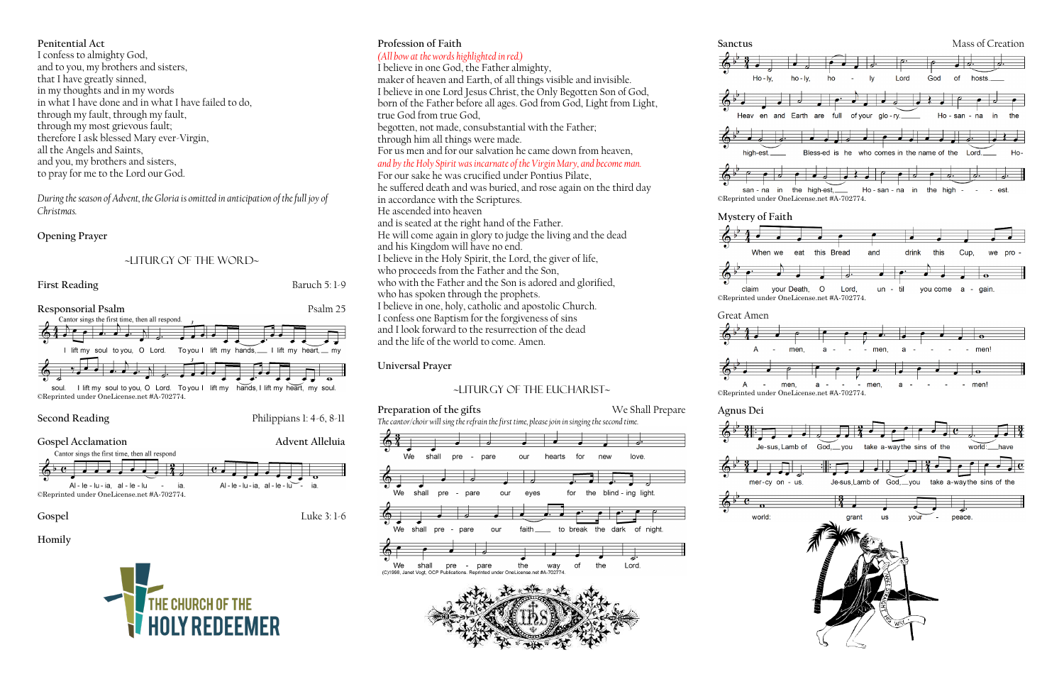## Penitential Act

I confess to almighty God,
and to you, my brothers and sisters,
that I have greatly sinned,
in my thoughts and in my words
in what I have done and in what I have failed to do,
through my fault, through my fault,
through my most grievous fault;
therefore I ask blessed Mary ever-Virgin,
all the Angels and Saints,
and you, my brothers and sisters,
to pray for me to the Lord our God.

*During the season of Advent, the Gloria is omitted in anticipation of the full joy of Christmas.*

## Opening Prayer

## ~LITURGY OF THE WORD~

**First Reading** — Baruch 5: 1-9

**Responsorial Psalm** — Psalm 25

Cantor sings the first time, then all respond.

I lift my soul to you, O Lord. To you I lift my hands, I lift my heart, my soul. I lift my soul to you, O Lord. To you I lift my hands, I lift my heart, my soul.

©Reprinted under OneLicense.net #A-702774.

**Second Reading** — Philippians 1: 4-6, 8-11

**Gospel Acclamation** — Advent Alleluia

Cantor sings the first time, then all respond

Al - le - lu - ia, al - le - lu - ia. Al - le - lu - ia, al - le - lu - ia.

©Reprinted under OneLicense.net #A-702774.

**Gospel** — Luke 3: 1-6

**Homily**

THE CHURCH OF THE HOLY REDEEMER

## Profession of Faith

*(All bow at the words highlighted in red.)*

I believe in one God, the Father almighty,
maker of heaven and Earth, of all things visible and invisible.
I believe in one Lord Jesus Christ, the Only Begotten Son of God,
born of the Father before all ages. God from God, Light from Light,
true God from true God,
begotten, not made, consubstantial with the Father;
through him all things were made.
For us men and for our salvation he came down from heaven,
*and by the Holy Spirit was incarnate of the Virgin Mary, and become man.*
For our sake he was crucified under Pontius Pilate,
he suffered death and was buried, and rose again on the third day
in accordance with the Scriptures.
He ascended into heaven
and is seated at the right hand of the Father.
He will come again in glory to judge the living and the dead
and his Kingdom will have no end.
I believe in the Holy Spirit, the Lord, the giver of life,
who proceeds from the Father and the Son,
who with the Father and the Son is adored and glorified,
who has spoken through the prophets.
I believe in one, holy, catholic and apostolic Church.
I confess one Baptism for the forgiveness of sins
and I look forward to the resurrection of the dead
and the life of the world to come. Amen.

## Universal Prayer

## ~LITURGY OF THE EUCHARIST~

**Preparation of the gifts** — We Shall Prepare

*The cantor/choir will sing the refrain the first time, please join in singing the second time.*

We shall prepare our hearts for new love.
We shall prepare our eyes for the blind-ing light.
We shall prepare our faith to break the dark of night.
We shall prepare the way of the Lord.

(C)1998, Janet Vogt, OCP Publications. Reprinted under OneLicense.net #A-702774.

**Sanctus** — Mass of Creation

Ho-ly, ho-ly, ho-ly Lord God of hosts. Heav-en and Earth are full of your glo-ry. Ho-san-na in the high-est. Bless-ed is he who comes in the name of the Lord. Ho-san-na in the high-est, Ho-san-na in the high-est.

©Reprinted under OneLicense.net #A-702774.

**Mystery of Faith**

When we eat this Bread and drink this Cup, we pro-claim your Death, O Lord, un-til you come a-gain.

©Reprinted under OneLicense.net #A-702774.

**Great Amen**

A-men, a-men, a-men! A-men, a-men, a-men!

©Reprinted under OneLicense.net #A-702774.

**Agnus Dei**

Je-sus, Lamb of God, you take a-way the sins of the world: have mer-cy on us. Je-sus, Lamb of God, you take a-way the sins of the world: grant us your peace.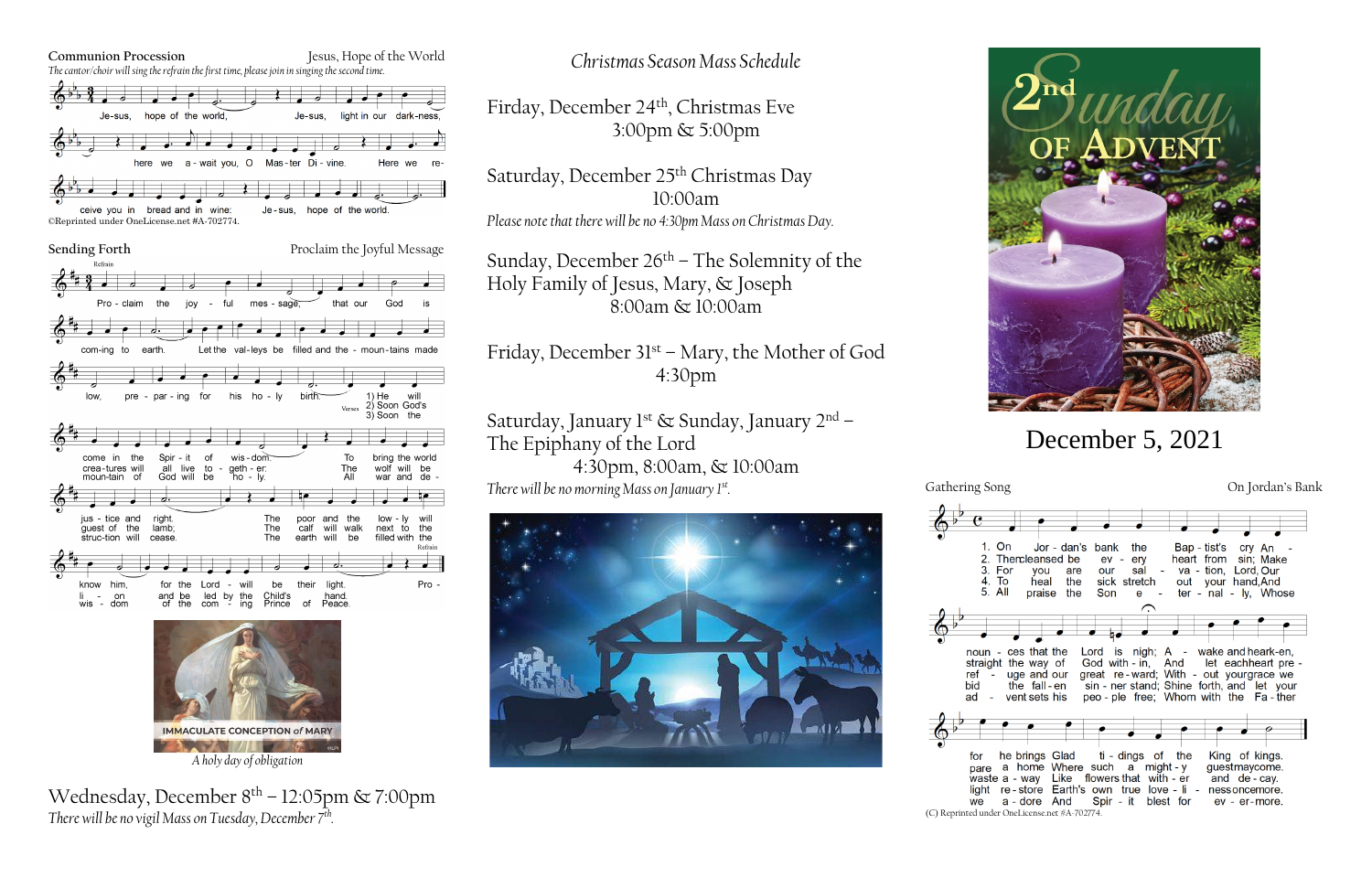**Communion Procession** — Jesus, Hope of the World

*The cantor/choir will sing the refrain the first time, please join in singing the second time.*

Jesus, hope of the world, Jesus, light in our darkness, here we await you, O Master Divine. Here we receive you in bread and in wine: Jesus, hope of the world.

©Reprinted under OneLicense.net #A-702774.

**Sending Forth** — Proclaim the Joyful Message

Refrain: Proclaim the joyful message, that our God is coming to earth. Let the valleys be filled and the mountains made low, prepare for his holy birth.

Verses:
1) He will come in the Spirit of wisdom. To bring the world justice and right. The poor and the lowly will know him, for the Lord will be their light.
2) Soon God's creatures will all live together: The wolf will be guest of the lamb; The calf will walk next to the lion and be led by the Child's hand.
3) Soon the mountain of God will be holy. All war and destruction will cease. The earth will be filled with the wisdom of the Prince of Peace.

IMMACULATE CONCEPTION of MARY

*A holy day of obligation*

Wednesday, December 8th – 12:05pm & 7:00pm

*There will be no vigil Mass on Tuesday, December 7th.*

## *Christmas Season Mass Schedule*

Firday, December 24th, Christmas Eve
3:00pm & 5:00pm

Saturday, December 25th Christmas Day
10:00am

*Please note that there will be no 4:30pm Mass on Christmas Day.*

Sunday, December 26th – The Solemnity of the Holy Family of Jesus, Mary, & Joseph
8:00am & 10:00am

Friday, December 31st – Mary, the Mother of God
4:30pm

Saturday, January 1st & Sunday, January 2nd – The Epiphany of the Lord
4:30pm, 8:00am, & 10:00am

*There will be no morning Mass on January 1st.*

# 2nd Sunday of Advent

## December 5, 2021

**Gathering Song** — On Jordan's Bank

1. On Jordan's bank the Baptist's cry Announces that the Lord is nigh; Awake and hearken, for he brings Glad tidings of the King of kings.
2. Then cleansed be every heart from sin; Make straight the way of God within, And let each heart prepare a home Where such a mighty guest may come.
3. For you are our salvation, Lord, Our refuge and our great reward; Without your grace we waste away Like flowers that wither and decay.
4. To heal the sick stretch out your hand, And bid the fallen sinner stand; Shine forth, and let your light restore Earth's own true loveliness once more.
5. All praise the Son eternal, Whose advent sets his people free; Whom with the Father we adore And Spirit blest for evermore.

(C) Reprinted under OneLicense.net #A-702774.